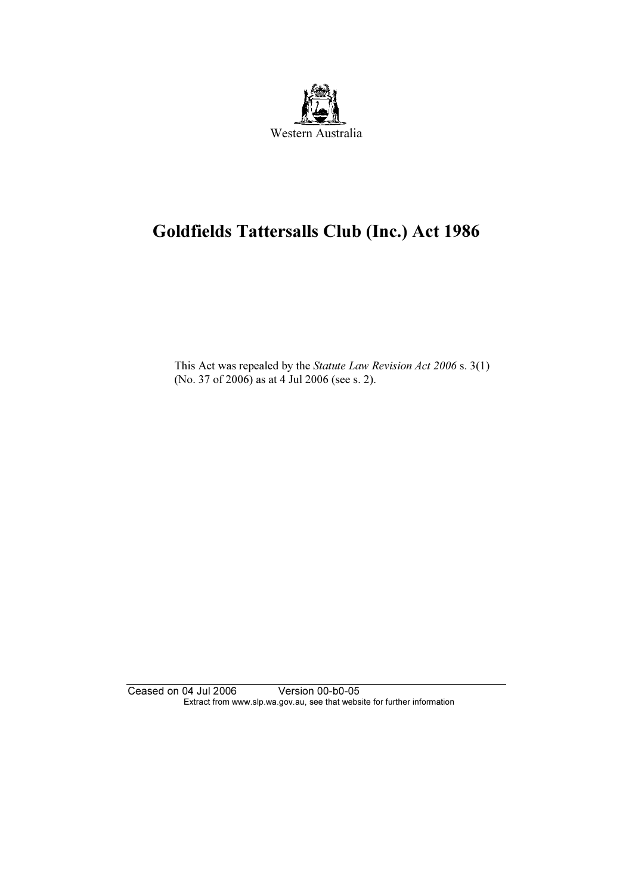Western Australia

# Goldfields Tattersalls Club (Inc.) Act 1986

This Act was repealed by the *Statute Law Revision Act 2006* s. 3(1) (No. 37 of 2006) as at 4 Jul 2006 (see s. 2).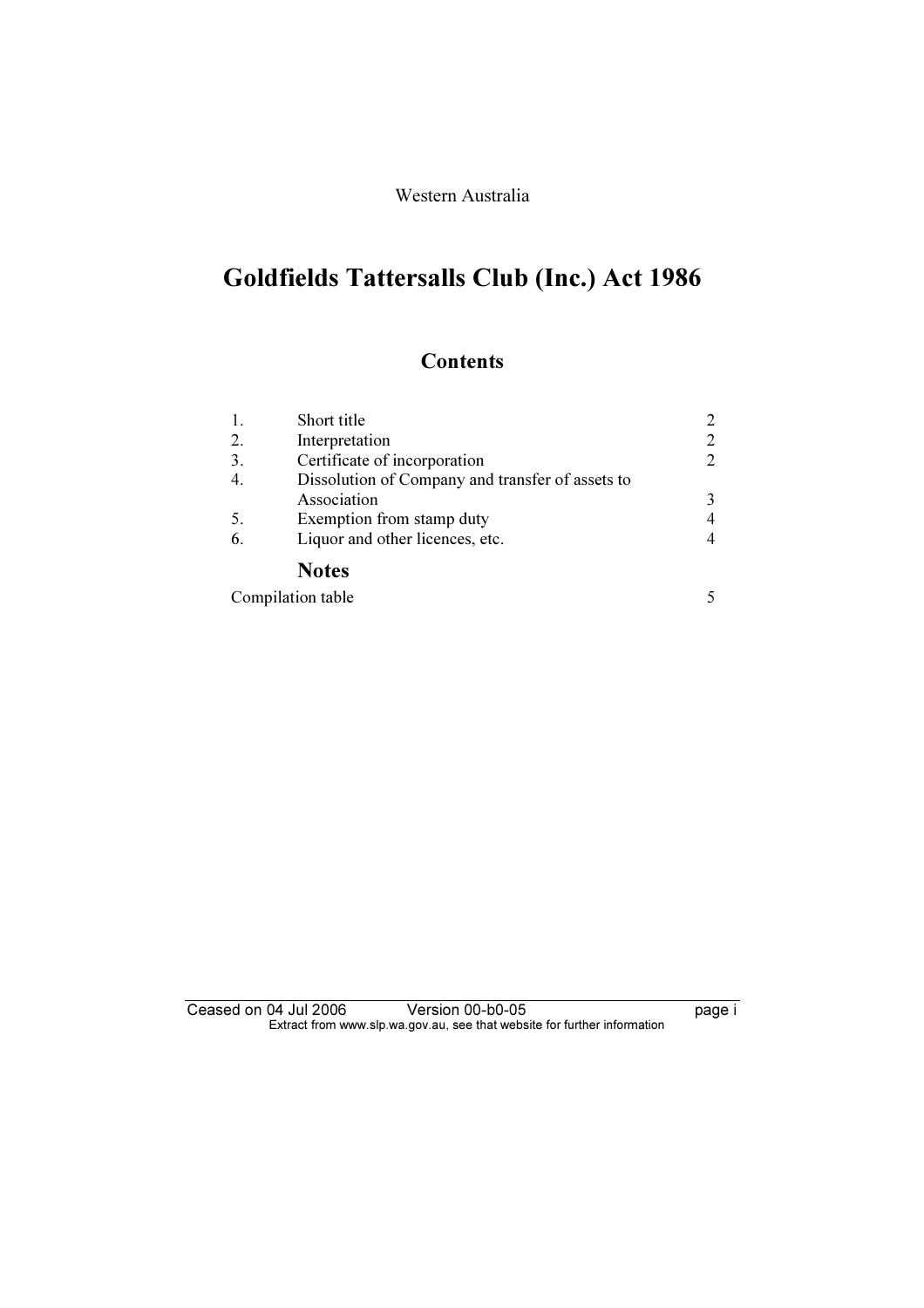Western Australia

# Goldfields Tattersalls Club (Inc.) Act 1986

## Contents

| | | |
|---|---|---|
| 1. | Short title | 2 |
| 2. | Interpretation | 2 |
| 3. | Certificate of incorporation | 2 |
| 4. | Dissolution of Company and transfer of assets to Association | 3 |
| 5. | Exemption from stamp duty | 4 |
| 6. | Liquor and other licences, etc. | 4 |

**Notes**

| | |
|---|---|
| Compilation table | 5 |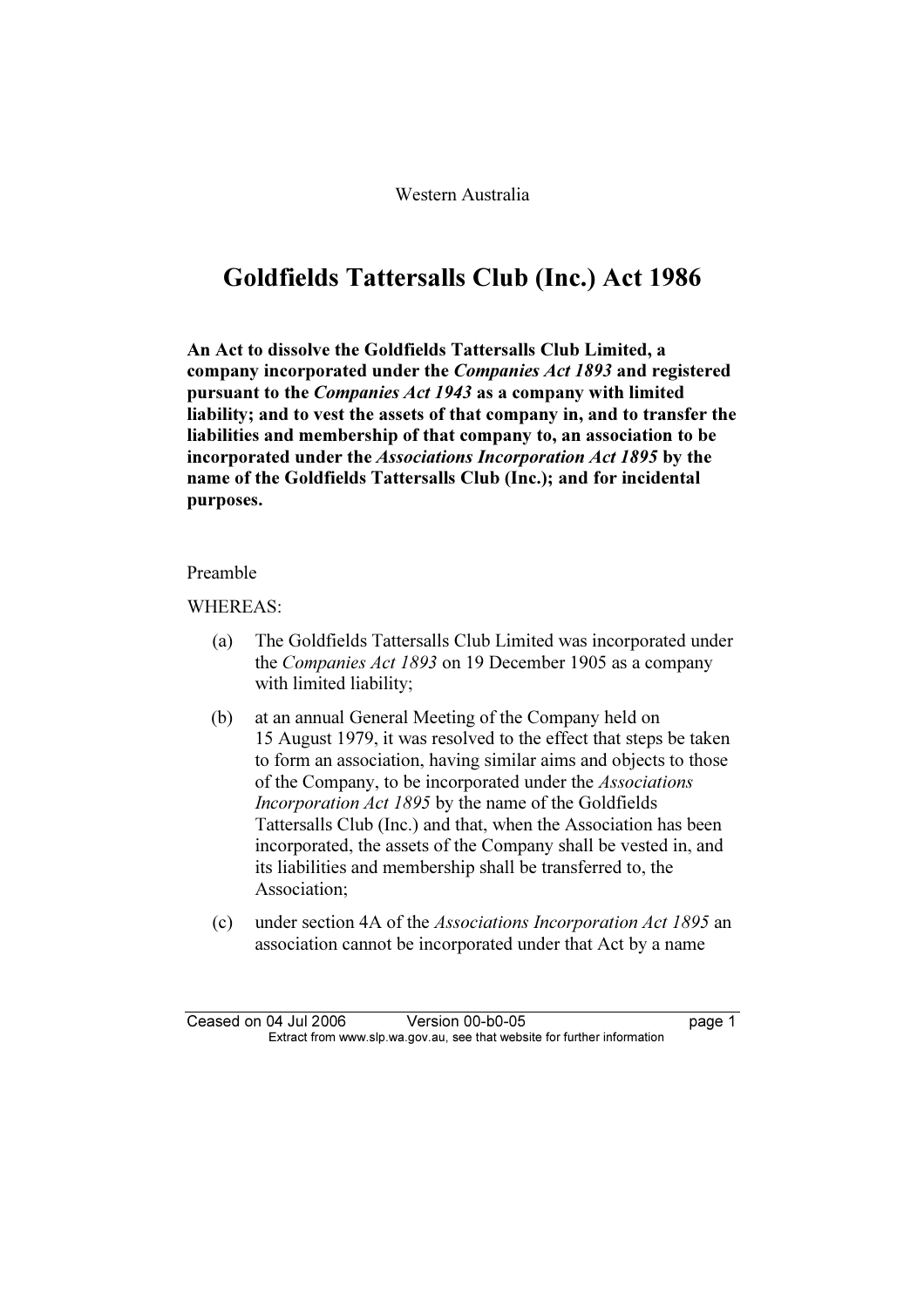Western Australia

# Goldfields Tattersalls Club (Inc.) Act 1986

**An Act to dissolve the Goldfields Tattersalls Club Limited, a company incorporated under the *Companies Act 1893* and registered pursuant to the *Companies Act 1943* as a company with limited liability; and to vest the assets of that company in, and to transfer the liabilities and membership of that company to, an association to be incorporated under the *Associations Incorporation Act 1895* by the name of the Goldfields Tattersalls Club (Inc.); and for incidental purposes.**

Preamble

WHEREAS:

(a) The Goldfields Tattersalls Club Limited was incorporated under the *Companies Act 1893* on 19 December 1905 as a company with limited liability;

(b) at an annual General Meeting of the Company held on 15 August 1979, it was resolved to the effect that steps be taken to form an association, having similar aims and objects to those of the Company, to be incorporated under the *Associations Incorporation Act 1895* by the name of the Goldfields Tattersalls Club (Inc.) and that, when the Association has been incorporated, the assets of the Company shall be vested in, and its liabilities and membership shall be transferred to, the Association;

(c) under section 4A of the *Associations Incorporation Act 1895* an association cannot be incorporated under that Act by a name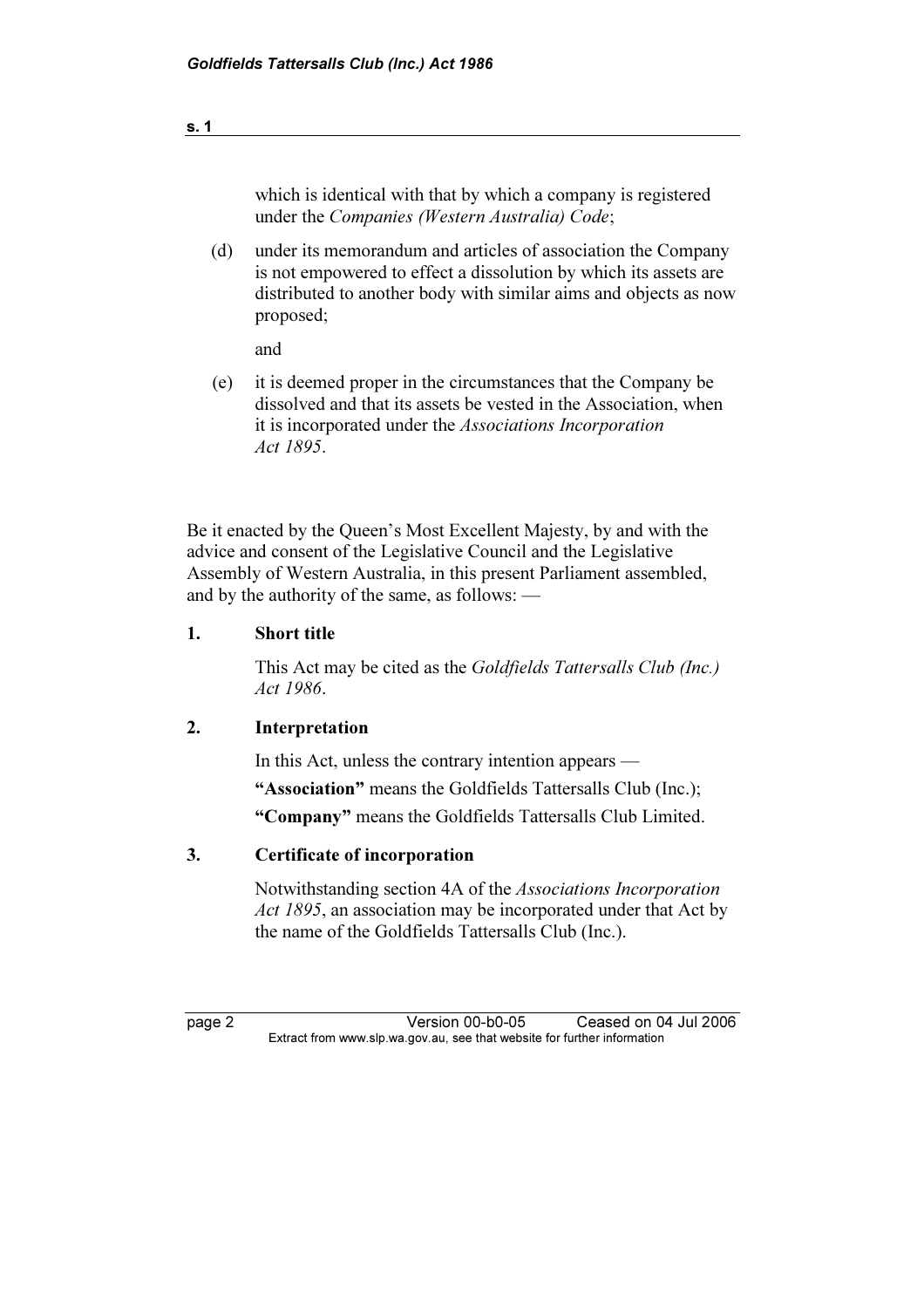which is identical with that by which a company is registered under the *Companies (Western Australia) Code*;

(d) under its memorandum and articles of association the Company is not empowered to effect a dissolution by which its assets are distributed to another body with similar aims and objects as now proposed;

and

(e) it is deemed proper in the circumstances that the Company be dissolved and that its assets be vested in the Association, when it is incorporated under the *Associations Incorporation Act 1895*.

Be it enacted by the Queen's Most Excellent Majesty, by and with the advice and consent of the Legislative Council and the Legislative Assembly of Western Australia, in this present Parliament assembled, and by the authority of the same, as follows: —

**1. Short title**

This Act may be cited as the *Goldfields Tattersalls Club (Inc.) Act 1986*.

**2. Interpretation**

In this Act, unless the contrary intention appears —

**"Association"** means the Goldfields Tattersalls Club (Inc.);

**"Company"** means the Goldfields Tattersalls Club Limited.

**3. Certificate of incorporation**

Notwithstanding section 4A of the *Associations Incorporation Act 1895*, an association may be incorporated under that Act by the name of the Goldfields Tattersalls Club (Inc.).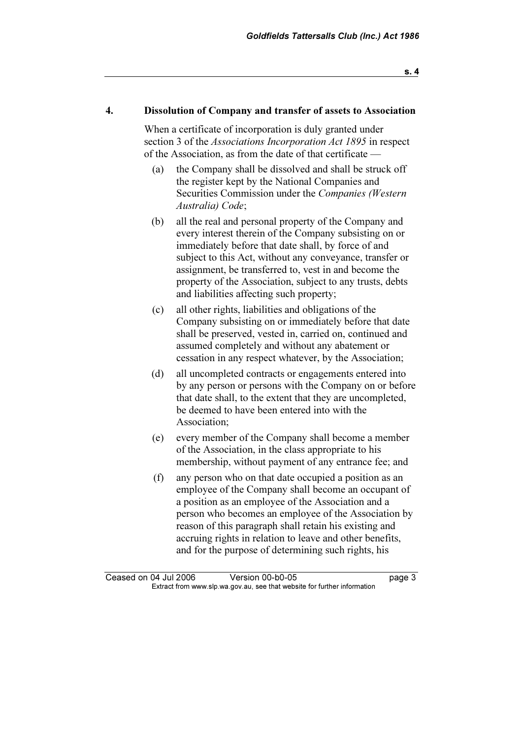## 4. Dissolution of Company and transfer of assets to Association

When a certificate of incorporation is duly granted under section 3 of the *Associations Incorporation Act 1895* in respect of the Association, as from the date of that certificate —

(a) the Company shall be dissolved and shall be struck off the register kept by the National Companies and Securities Commission under the *Companies (Western Australia) Code*;

(b) all the real and personal property of the Company and every interest therein of the Company subsisting on or immediately before that date shall, by force of and subject to this Act, without any conveyance, transfer or assignment, be transferred to, vest in and become the property of the Association, subject to any trusts, debts and liabilities affecting such property;

(c) all other rights, liabilities and obligations of the Company subsisting on or immediately before that date shall be preserved, vested in, carried on, continued and assumed completely and without any abatement or cessation in any respect whatever, by the Association;

(d) all uncompleted contracts or engagements entered into by any person or persons with the Company on or before that date shall, to the extent that they are uncompleted, be deemed to have been entered into with the Association;

(e) every member of the Company shall become a member of the Association, in the class appropriate to his membership, without payment of any entrance fee; and

(f) any person who on that date occupied a position as an employee of the Company shall become an occupant of a position as an employee of the Association and a person who becomes an employee of the Association by reason of this paragraph shall retain his existing and accruing rights in relation to leave and other benefits, and for the purpose of determining such rights, his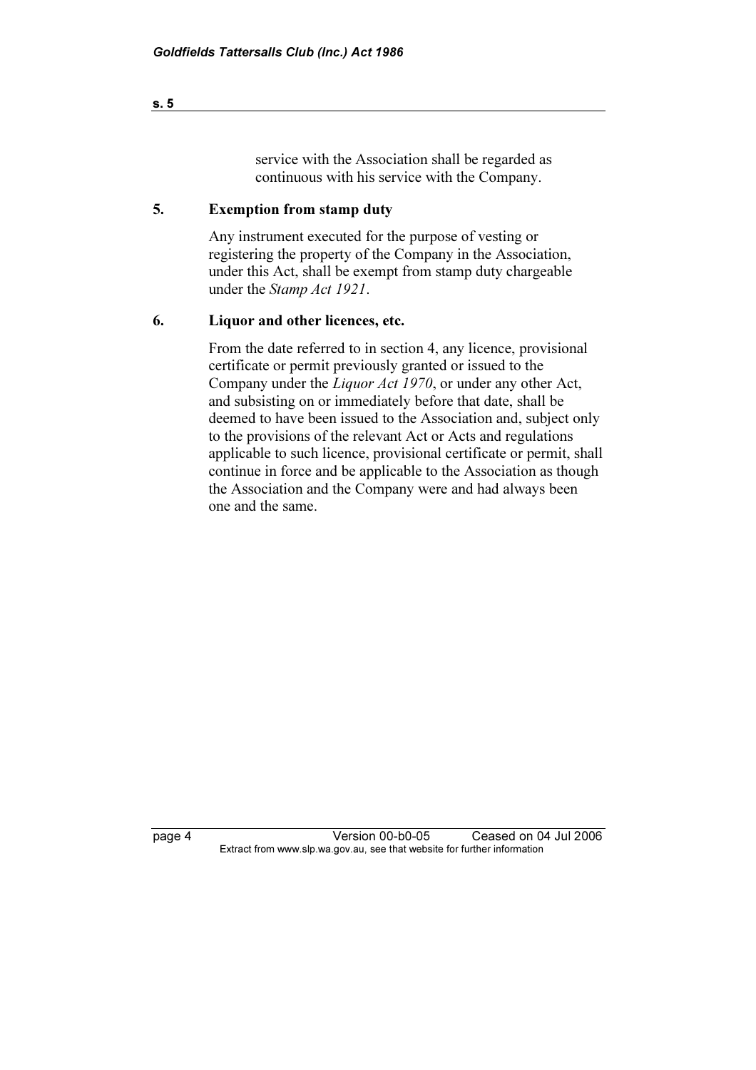service with the Association shall be regarded as continuous with his service with the Company.

## 5. Exemption from stamp duty

Any instrument executed for the purpose of vesting or registering the property of the Company in the Association, under this Act, shall be exempt from stamp duty chargeable under the *Stamp Act 1921*.

## 6. Liquor and other licences, etc.

From the date referred to in section 4, any licence, provisional certificate or permit previously granted or issued to the Company under the *Liquor Act 1970*, or under any other Act, and subsisting on or immediately before that date, shall be deemed to have been issued to the Association and, subject only to the provisions of the relevant Act or Acts and regulations applicable to such licence, provisional certificate or permit, shall continue in force and be applicable to the Association as though the Association and the Company were and had always been one and the same.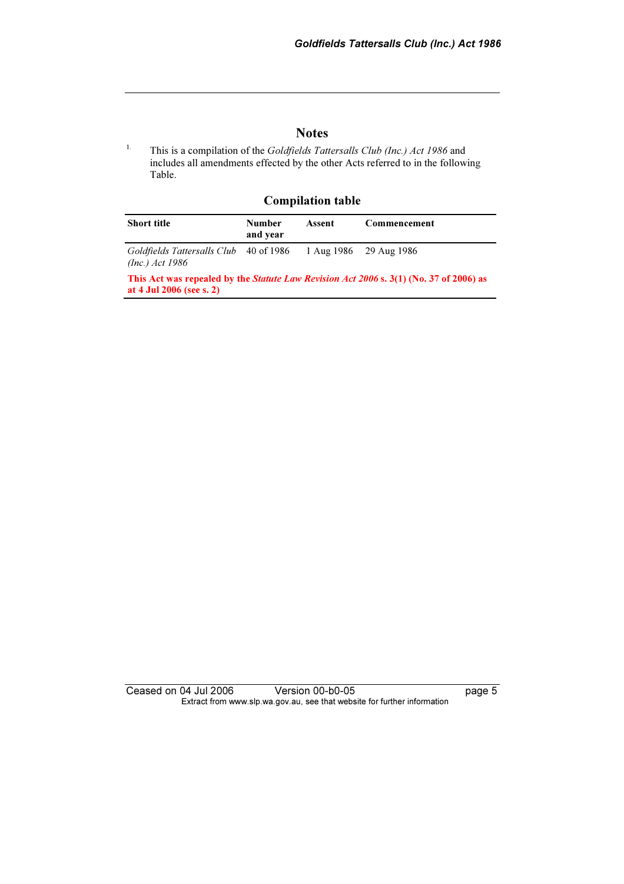## Notes

[1] This is a compilation of the *Goldfields Tattersalls Club (Inc.) Act 1986* and includes all amendments effected by the other Acts referred to in the following Table.

### Compilation table

| Short title | Number and year | Assent | Commencement |
|---|---|---|---|
| *Goldfields Tattersalls Club (Inc.) Act 1986* | 40 of 1986 | 1 Aug 1986 | 29 Aug 1986 |
| **This Act was repealed by the *Statute Law Revision Act 2006* s. 3(1) (No. 37 of 2006) as at 4 Jul 2006 (see s. 2)** | | | |